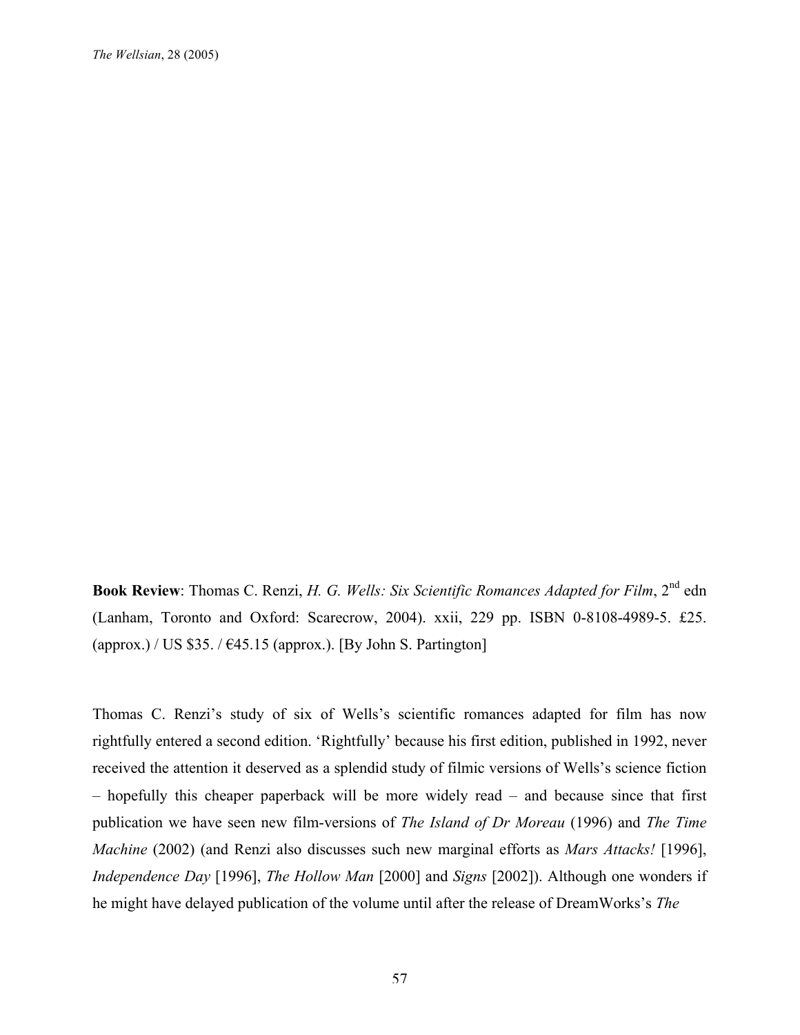**Book Review**: Thomas C. Renzi, *H. G. Wells: Six Scientific Romances Adapted for Film*, 2nd edn (Lanham, Toronto and Oxford: Scarecrow, 2004). xxii, 229 pp. ISBN 0-8108-4989-5. £25. (approx.) / US $35. / €45.15 (approx.). [By John S. Partington]

Thomas C. Renzi's study of six of Wells's scientific romances adapted for film has now rightfully entered a second edition. 'Rightfully' because his first edition, published in 1992, never received the attention it deserved as a splendid study of filmic versions of Wells's science fiction – hopefully this cheaper paperback will be more widely read – and because since that first publication we have seen new film-versions of *The Island of Dr Moreau* (1996) and *The Time Machine* (2002) (and Renzi also discusses such new marginal efforts as *Mars Attacks!* [1996], *Independence Day* [1996], *The Hollow Man* [2000] and *Signs* [2002]). Although one wonders if he might have delayed publication of the volume until after the release of DreamWorks's *The*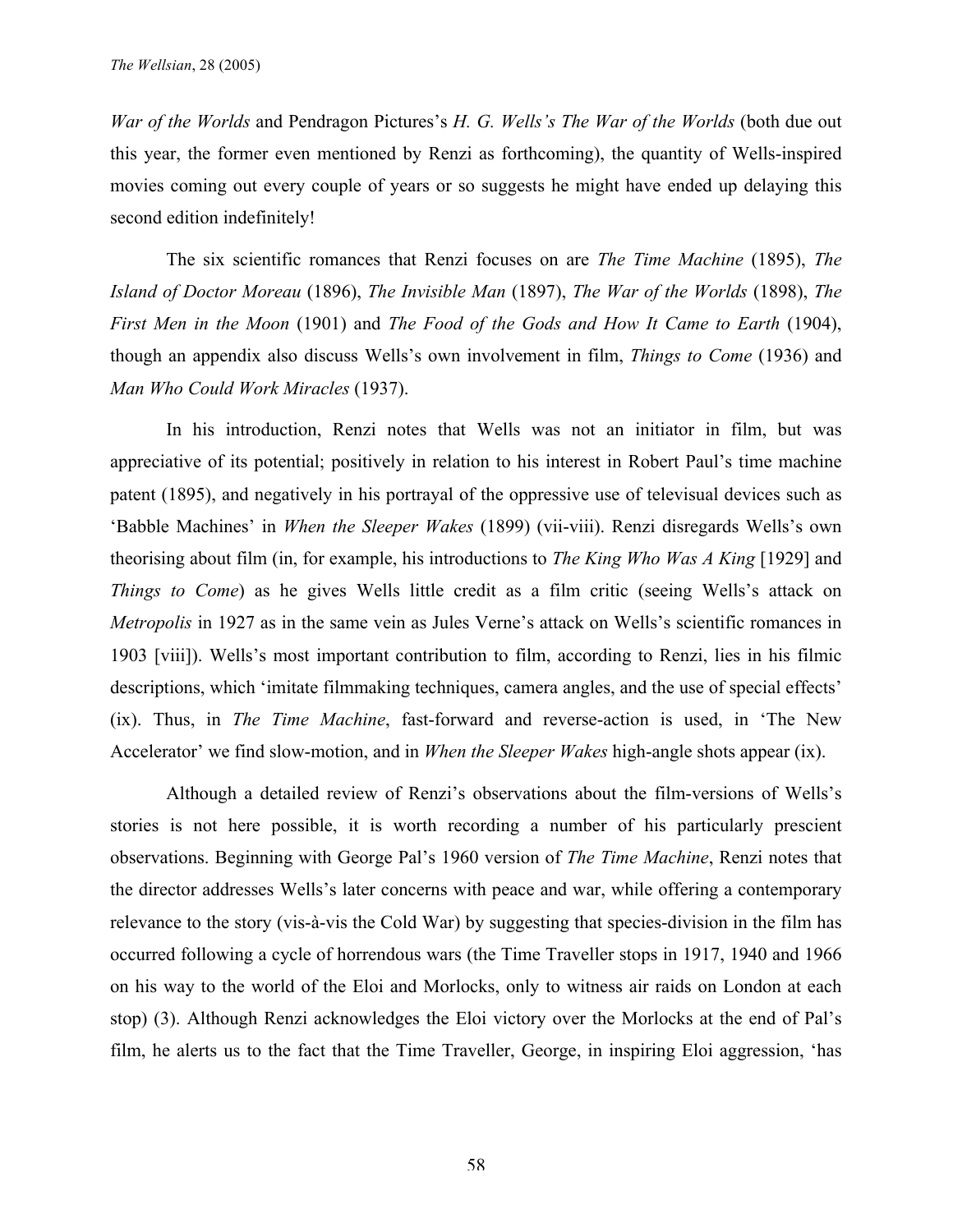*War of the Worlds* and Pendragon Pictures's *H. G. Wells's The War of the Worlds* (both due out this year, the former even mentioned by Renzi as forthcoming), the quantity of Wells-inspired movies coming out every couple of years or so suggests he might have ended up delaying this second edition indefinitely!

The six scientific romances that Renzi focuses on are *The Time Machine* (1895), *The Island of Doctor Moreau* (1896), *The Invisible Man* (1897), *The War of the Worlds* (1898), *The First Men in the Moon* (1901) and *The Food of the Gods and How It Came to Earth* (1904), though an appendix also discuss Wells's own involvement in film, *Things to Come* (1936) and *Man Who Could Work Miracles* (1937).

In his introduction, Renzi notes that Wells was not an initiator in film, but was appreciative of its potential; positively in relation to his interest in Robert Paul's time machine patent (1895), and negatively in his portrayal of the oppressive use of televisual devices such as 'Babble Machines' in *When the Sleeper Wakes* (1899) (vii-viii). Renzi disregards Wells's own theorising about film (in, for example, his introductions to *The King Who Was A King* [1929] and *Things to Come*) as he gives Wells little credit as a film critic (seeing Wells's attack on *Metropolis* in 1927 as in the same vein as Jules Verne's attack on Wells's scientific romances in 1903 [viii]). Wells's most important contribution to film, according to Renzi, lies in his filmic descriptions, which 'imitate filmmaking techniques, camera angles, and the use of special effects' (ix). Thus, in *The Time Machine*, fast-forward and reverse-action is used, in 'The New Accelerator' we find slow-motion, and in *When the Sleeper Wakes* high-angle shots appear (ix).

Although a detailed review of Renzi's observations about the film-versions of Wells's stories is not here possible, it is worth recording a number of his particularly prescient observations. Beginning with George Pal's 1960 version of *The Time Machine*, Renzi notes that the director addresses Wells's later concerns with peace and war, while offering a contemporary relevance to the story (vis-à-vis the Cold War) by suggesting that species-division in the film has occurred following a cycle of horrendous wars (the Time Traveller stops in 1917, 1940 and 1966 on his way to the world of the Eloi and Morlocks, only to witness air raids on London at each stop) (3). Although Renzi acknowledges the Eloi victory over the Morlocks at the end of Pal's film, he alerts us to the fact that the Time Traveller, George, in inspiring Eloi aggression, 'has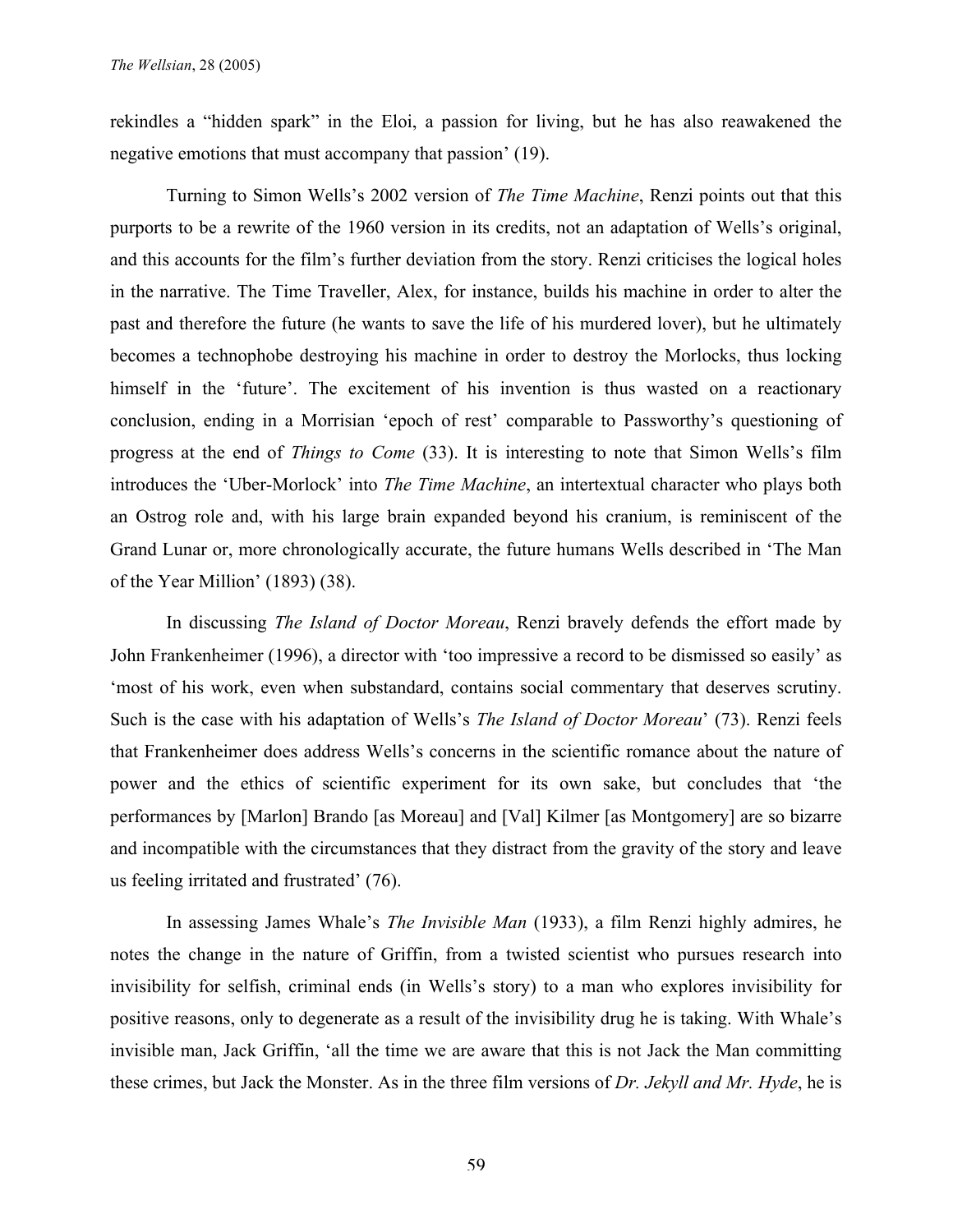rekindles a "hidden spark" in the Eloi, a passion for living, but he has also reawakened the negative emotions that must accompany that passion' (19).

Turning to Simon Wells's 2002 version of *The Time Machine*, Renzi points out that this purports to be a rewrite of the 1960 version in its credits, not an adaptation of Wells's original, and this accounts for the film's further deviation from the story. Renzi criticises the logical holes in the narrative. The Time Traveller, Alex, for instance, builds his machine in order to alter the past and therefore the future (he wants to save the life of his murdered lover), but he ultimately becomes a technophobe destroying his machine in order to destroy the Morlocks, thus locking himself in the 'future'. The excitement of his invention is thus wasted on a reactionary conclusion, ending in a Morrisian 'epoch of rest' comparable to Passworthy's questioning of progress at the end of *Things to Come* (33). It is interesting to note that Simon Wells's film introduces the 'Uber-Morlock' into *The Time Machine*, an intertextual character who plays both an Ostrog role and, with his large brain expanded beyond his cranium, is reminiscent of the Grand Lunar or, more chronologically accurate, the future humans Wells described in 'The Man of the Year Million' (1893) (38).

In discussing *The Island of Doctor Moreau*, Renzi bravely defends the effort made by John Frankenheimer (1996), a director with 'too impressive a record to be dismissed so easily' as 'most of his work, even when substandard, contains social commentary that deserves scrutiny. Such is the case with his adaptation of Wells's *The Island of Doctor Moreau*' (73). Renzi feels that Frankenheimer does address Wells's concerns in the scientific romance about the nature of power and the ethics of scientific experiment for its own sake, but concludes that 'the performances by [Marlon] Brando [as Moreau] and [Val] Kilmer [as Montgomery] are so bizarre and incompatible with the circumstances that they distract from the gravity of the story and leave us feeling irritated and frustrated' (76).

In assessing James Whale's *The Invisible Man* (1933), a film Renzi highly admires, he notes the change in the nature of Griffin, from a twisted scientist who pursues research into invisibility for selfish, criminal ends (in Wells's story) to a man who explores invisibility for positive reasons, only to degenerate as a result of the invisibility drug he is taking. With Whale's invisible man, Jack Griffin, 'all the time we are aware that this is not Jack the Man committing these crimes, but Jack the Monster. As in the three film versions of *Dr. Jekyll and Mr. Hyde*, he is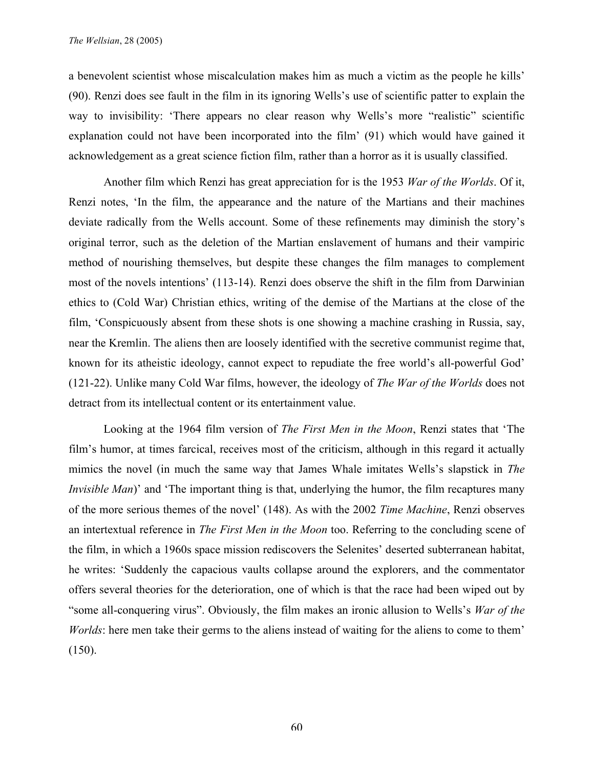a benevolent scientist whose miscalculation makes him as much a victim as the people he kills' (90). Renzi does see fault in the film in its ignoring Wells's use of scientific patter to explain the way to invisibility: 'There appears no clear reason why Wells's more "realistic" scientific explanation could not have been incorporated into the film' (91) which would have gained it acknowledgement as a great science fiction film, rather than a horror as it is usually classified.

Another film which Renzi has great appreciation for is the 1953 *War of the Worlds*. Of it, Renzi notes, 'In the film, the appearance and the nature of the Martians and their machines deviate radically from the Wells account. Some of these refinements may diminish the story's original terror, such as the deletion of the Martian enslavement of humans and their vampiric method of nourishing themselves, but despite these changes the film manages to complement most of the novels intentions' (113-14). Renzi does observe the shift in the film from Darwinian ethics to (Cold War) Christian ethics, writing of the demise of the Martians at the close of the film, 'Conspicuously absent from these shots is one showing a machine crashing in Russia, say, near the Kremlin. The aliens then are loosely identified with the secretive communist regime that, known for its atheistic ideology, cannot expect to repudiate the free world's all-powerful God' (121-22). Unlike many Cold War films, however, the ideology of *The War of the Worlds* does not detract from its intellectual content or its entertainment value.

Looking at the 1964 film version of *The First Men in the Moon*, Renzi states that 'The film's humor, at times farcical, receives most of the criticism, although in this regard it actually mimics the novel (in much the same way that James Whale imitates Wells's slapstick in *The Invisible Man*)' and 'The important thing is that, underlying the humor, the film recaptures many of the more serious themes of the novel' (148). As with the 2002 *Time Machine*, Renzi observes an intertextual reference in *The First Men in the Moon* too. Referring to the concluding scene of the film, in which a 1960s space mission rediscovers the Selenites' deserted subterranean habitat, he writes: 'Suddenly the capacious vaults collapse around the explorers, and the commentator offers several theories for the deterioration, one of which is that the race had been wiped out by "some all-conquering virus". Obviously, the film makes an ironic allusion to Wells's *War of the Worlds*: here men take their germs to the aliens instead of waiting for the aliens to come to them' (150).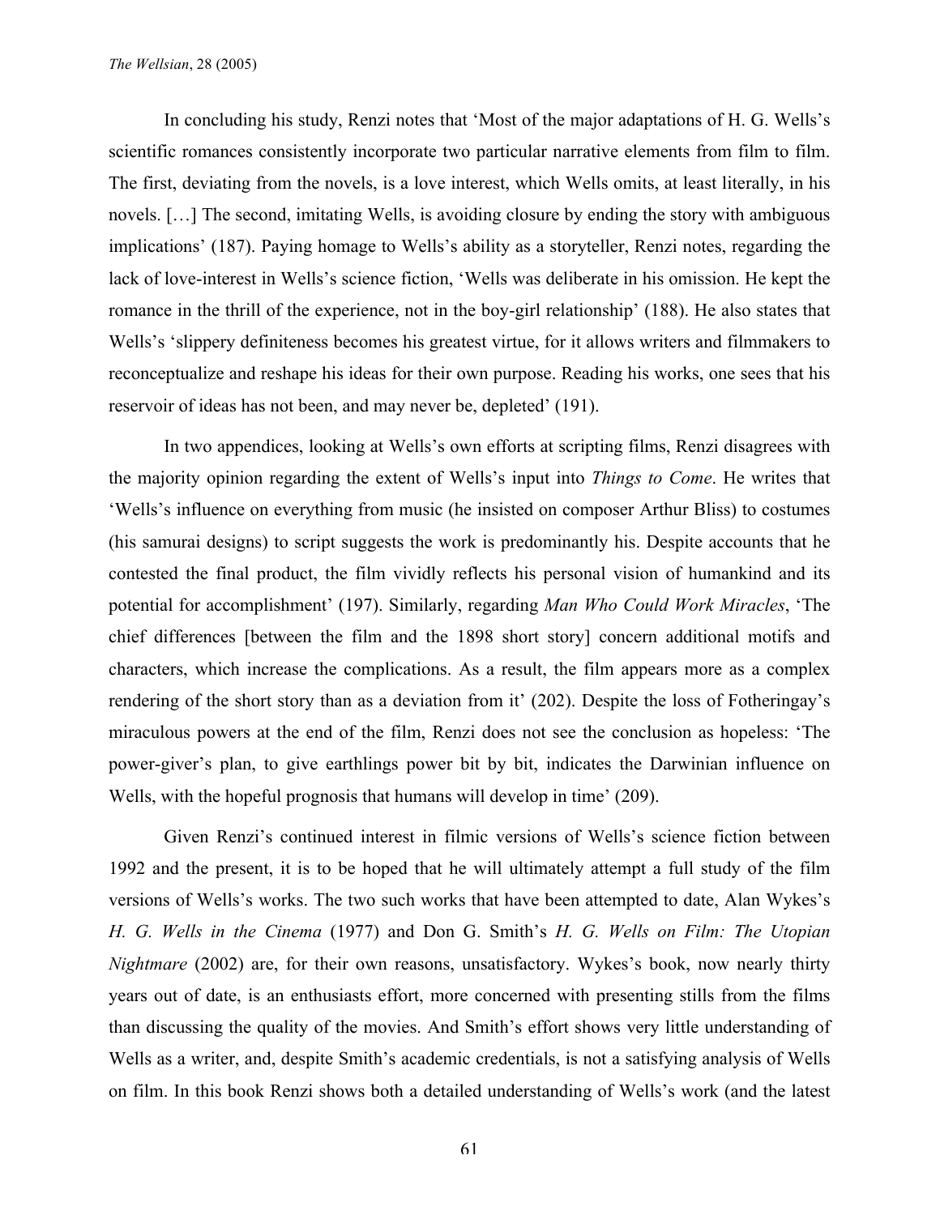In concluding his study, Renzi notes that 'Most of the major adaptations of H. G. Wells's scientific romances consistently incorporate two particular narrative elements from film to film. The first, deviating from the novels, is a love interest, which Wells omits, at least literally, in his novels. […] The second, imitating Wells, is avoiding closure by ending the story with ambiguous implications' (187). Paying homage to Wells's ability as a storyteller, Renzi notes, regarding the lack of love-interest in Wells's science fiction, 'Wells was deliberate in his omission. He kept the romance in the thrill of the experience, not in the boy-girl relationship' (188). He also states that Wells's 'slippery definiteness becomes his greatest virtue, for it allows writers and filmmakers to reconceptualize and reshape his ideas for their own purpose. Reading his works, one sees that his reservoir of ideas has not been, and may never be, depleted' (191).

In two appendices, looking at Wells's own efforts at scripting films, Renzi disagrees with the majority opinion regarding the extent of Wells's input into *Things to Come*. He writes that 'Wells's influence on everything from music (he insisted on composer Arthur Bliss) to costumes (his samurai designs) to script suggests the work is predominantly his. Despite accounts that he contested the final product, the film vividly reflects his personal vision of humankind and its potential for accomplishment' (197). Similarly, regarding *Man Who Could Work Miracles*, 'The chief differences [between the film and the 1898 short story] concern additional motifs and characters, which increase the complications. As a result, the film appears more as a complex rendering of the short story than as a deviation from it' (202). Despite the loss of Fotheringay's miraculous powers at the end of the film, Renzi does not see the conclusion as hopeless: 'The power-giver's plan, to give earthlings power bit by bit, indicates the Darwinian influence on Wells, with the hopeful prognosis that humans will develop in time' (209).

Given Renzi's continued interest in filmic versions of Wells's science fiction between 1992 and the present, it is to be hoped that he will ultimately attempt a full study of the film versions of Wells's works. The two such works that have been attempted to date, Alan Wykes's *H. G. Wells in the Cinema* (1977) and Don G. Smith's *H. G. Wells on Film: The Utopian Nightmare* (2002) are, for their own reasons, unsatisfactory. Wykes's book, now nearly thirty years out of date, is an enthusiasts effort, more concerned with presenting stills from the films than discussing the quality of the movies. And Smith's effort shows very little understanding of Wells as a writer, and, despite Smith's academic credentials, is not a satisfying analysis of Wells on film. In this book Renzi shows both a detailed understanding of Wells's work (and the latest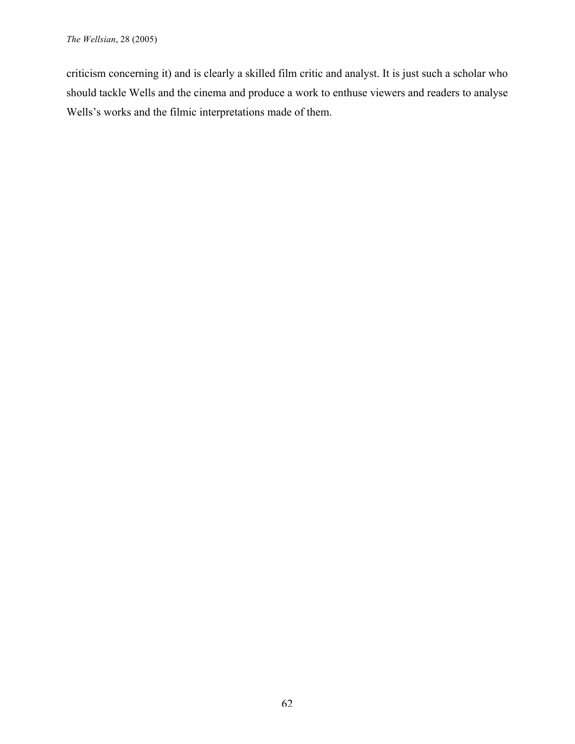criticism concerning it) and is clearly a skilled film critic and analyst. It is just such a scholar who should tackle Wells and the cinema and produce a work to enthuse viewers and readers to analyse Wells's works and the filmic interpretations made of them.